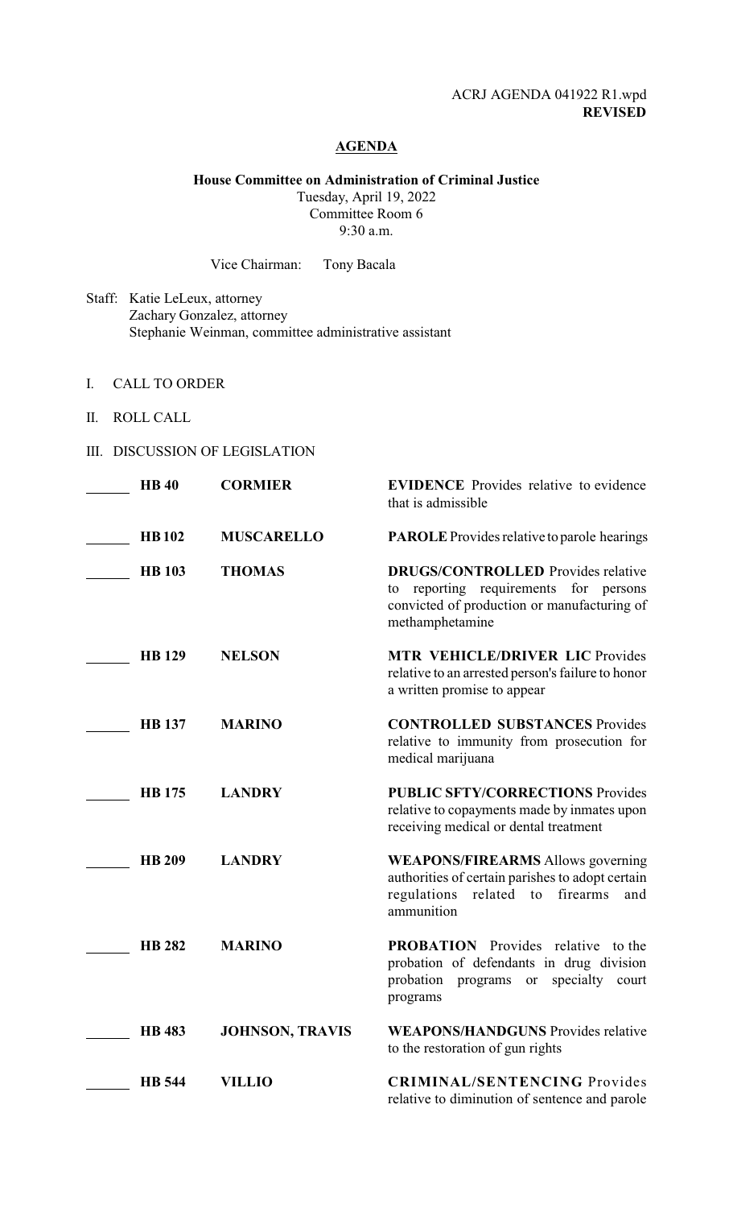ACRJ AGENDA 041922 R1.wpd
**REVISED**

## AGENDA

**House Committee on Administration of Criminal Justice**
Tuesday, April 19, 2022
Committee Room 6
9:30 a.m.

Vice Chairman: Tony Bacala

Staff: Katie LeLeux, attorney
Zachary Gonzalez, attorney
Stephanie Weinman, committee administrative assistant

I. CALL TO ORDER

II. ROLL CALL

III. DISCUSSION OF LEGISLATION

| | Bill | Author | Subject |
|---|---|---|---|
| ______ | **HB 40** | **CORMIER** | **EVIDENCE** Provides relative to evidence that is admissible |
| ______ | **HB 102** | **MUSCARELLO** | **PAROLE** Provides relative to parole hearings |
| ______ | **HB 103** | **THOMAS** | **DRUGS/CONTROLLED** Provides relative to reporting requirements for persons convicted of production or manufacturing of methamphetamine |
| ______ | **HB 129** | **NELSON** | **MTR VEHICLE/DRIVER LIC** Provides relative to an arrested person's failure to honor a written promise to appear |
| ______ | **HB 137** | **MARINO** | **CONTROLLED SUBSTANCES** Provides relative to immunity from prosecution for medical marijuana |
| ______ | **HB 175** | **LANDRY** | **PUBLIC SFTY/CORRECTIONS** Provides relative to copayments made by inmates upon receiving medical or dental treatment |
| ______ | **HB 209** | **LANDRY** | **WEAPONS/FIREARMS** Allows governing authorities of certain parishes to adopt certain regulations related to firearms and ammunition |
| ______ | **HB 282** | **MARINO** | **PROBATION** Provides relative to the probation of defendants in drug division probation programs or specialty court programs |
| ______ | **HB 483** | **JOHNSON, TRAVIS** | **WEAPONS/HANDGUNS** Provides relative to the restoration of gun rights |
| ______ | **HB 544** | **VILLIO** | **CRIMINAL/SENTENCING** Provides relative to diminution of sentence and parole |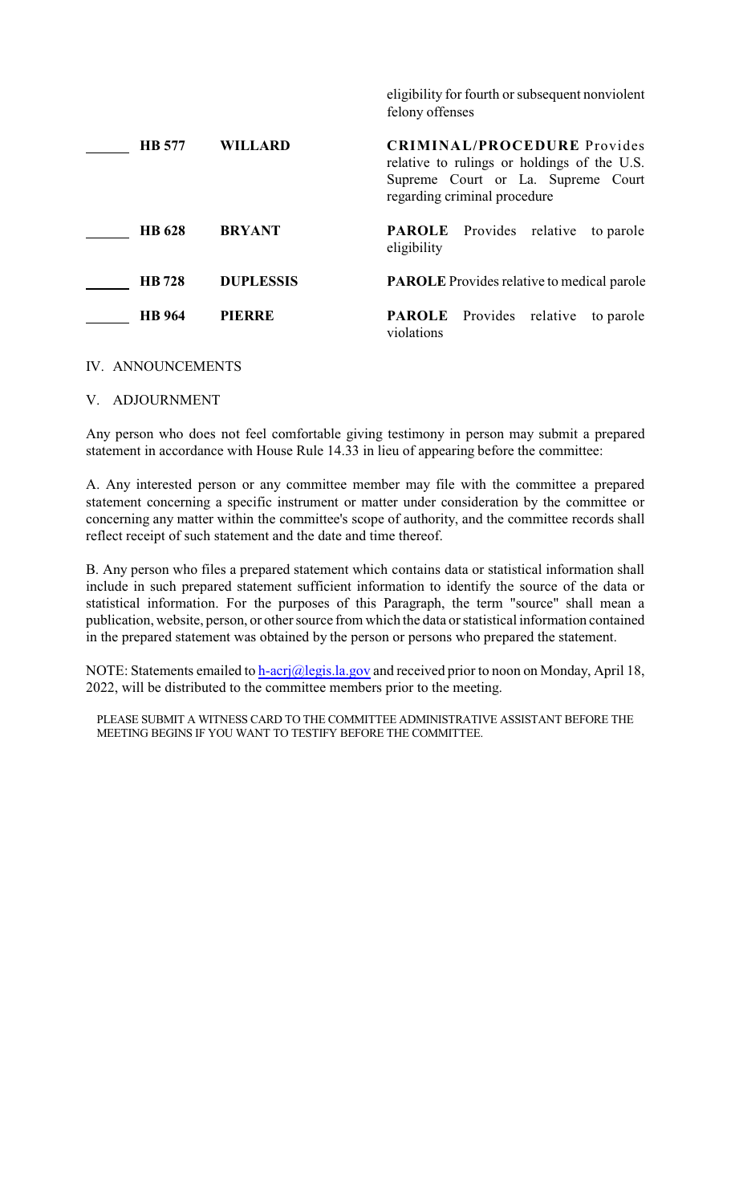| | | | |
|---|---|---|---|
| | | | eligibility for fourth or subsequent nonviolent felony offenses |
| ______ | **HB 577** | **WILLARD** | **CRIMINAL/PROCEDURE** Provides relative to rulings or holdings of the U.S. Supreme Court or La. Supreme Court regarding criminal procedure |
| ______ | **HB 628** | **BRYANT** | **PAROLE** Provides relative to parole eligibility |
| ______ | **HB 728** | **DUPLESSIS** | **PAROLE** Provides relative to medical parole |
| ______ | **HB 964** | **PIERRE** | **PAROLE** Provides relative to parole violations |

IV. ANNOUNCEMENTS

V. ADJOURNMENT

Any person who does not feel comfortable giving testimony in person may submit a prepared statement in accordance with House Rule 14.33 in lieu of appearing before the committee:

A. Any interested person or any committee member may file with the committee a prepared statement concerning a specific instrument or matter under consideration by the committee or concerning any matter within the committee's scope of authority, and the committee records shall reflect receipt of such statement and the date and time thereof.

B. Any person who files a prepared statement which contains data or statistical information shall include in such prepared statement sufficient information to identify the source of the data or statistical information. For the purposes of this Paragraph, the term "source" shall mean a publication, website, person, or other source from which the data or statistical information contained in the prepared statement was obtained by the person or persons who prepared the statement.

NOTE: Statements emailed to h-acrj@legis.la.gov and received prior to noon on Monday, April 18, 2022, will be distributed to the committee members prior to the meeting.

PLEASE SUBMIT A WITNESS CARD TO THE COMMITTEE ADMINISTRATIVE ASSISTANT BEFORE THE MEETING BEGINS IF YOU WANT TO TESTIFY BEFORE THE COMMITTEE.